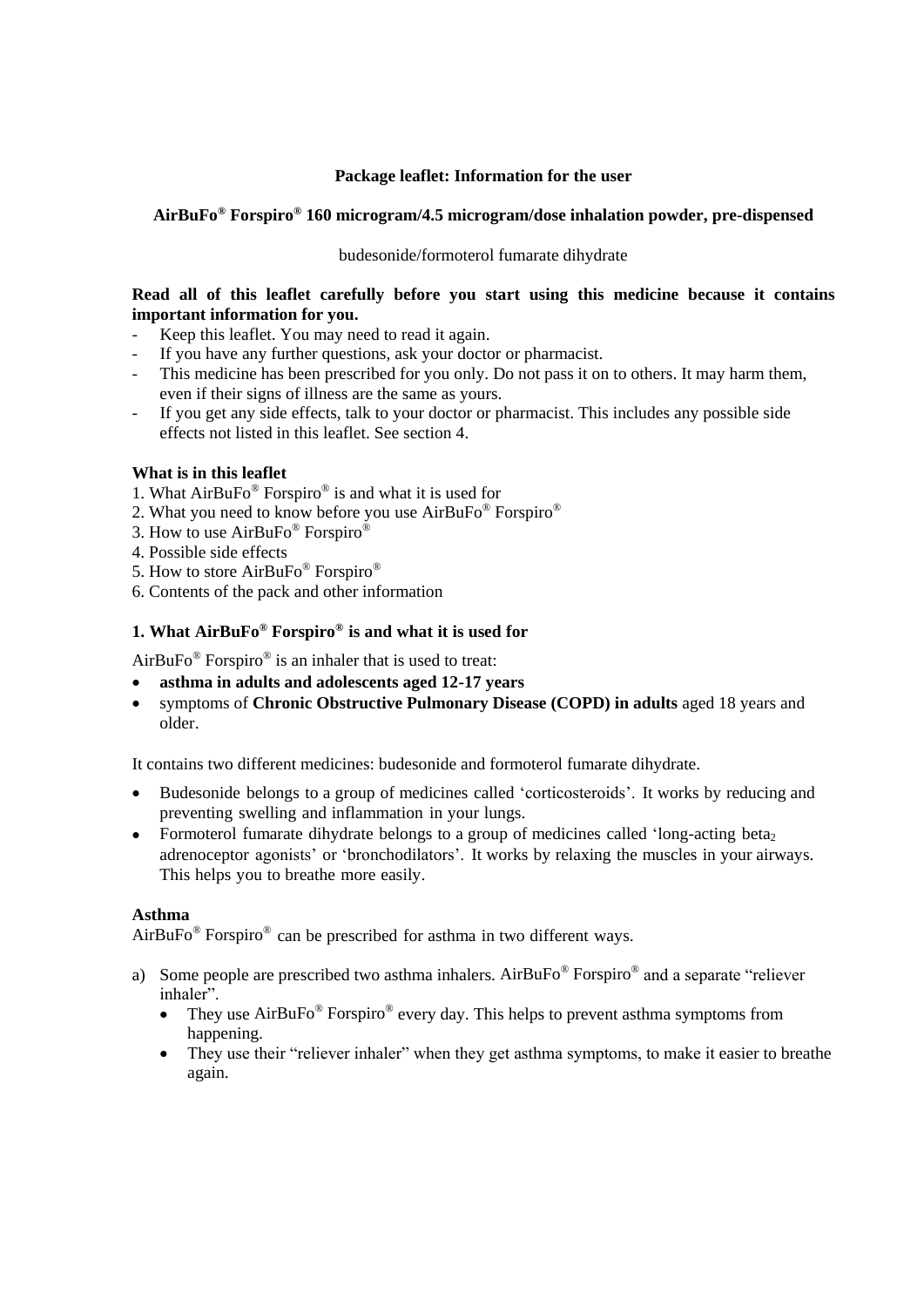**Package leaflet: Information for the user**

**AirBuFo® Forspiro® 160 microgram/4.5 microgram/dose inhalation powder, pre-dispensed**

budesonide/formoterol fumarate dihydrate

**Read all of this leaflet carefully before you start using this medicine because it contains important information for you.**

- Keep this leaflet. You may need to read it again.
- If you have any further questions, ask your doctor or pharmacist.
- This medicine has been prescribed for you only. Do not pass it on to others. It may harm them, even if their signs of illness are the same as yours.
- If you get any side effects, talk to your doctor or pharmacist. This includes any possible side effects not listed in this leaflet. See section 4.

**What is in this leaflet**

1. What AirBuFo® Forspiro® is and what it is used for
2. What you need to know before you use AirBuFo® Forspiro®
3. How to use AirBuFo® Forspiro®
4. Possible side effects
5. How to store AirBuFo® Forspiro®
6. Contents of the pack and other information

## 1. What AirBuFo® Forspiro® is and what it is used for

AirBuFo® Forspiro® is an inhaler that is used to treat:

- **asthma in adults and adolescents aged 12-17 years**
- symptoms of **Chronic Obstructive Pulmonary Disease (COPD) in adults** aged 18 years and older.

It contains two different medicines: budesonide and formoterol fumarate dihydrate.

- Budesonide belongs to a group of medicines called 'corticosteroids'. It works by reducing and preventing swelling and inflammation in your lungs.
- Formoterol fumarate dihydrate belongs to a group of medicines called 'long-acting $beta_2$ adrenoceptor agonists' or 'bronchodilators'. It works by relaxing the muscles in your airways. This helps you to breathe more easily.

**Asthma**

AirBuFo® Forspiro® can be prescribed for asthma in two different ways.

a) Some people are prescribed two asthma inhalers. AirBuFo® Forspiro® and a separate "reliever inhaler".
   - They use AirBuFo® Forspiro® every day. This helps to prevent asthma symptoms from happening.
   - They use their "reliever inhaler" when they get asthma symptoms, to make it easier to breathe again.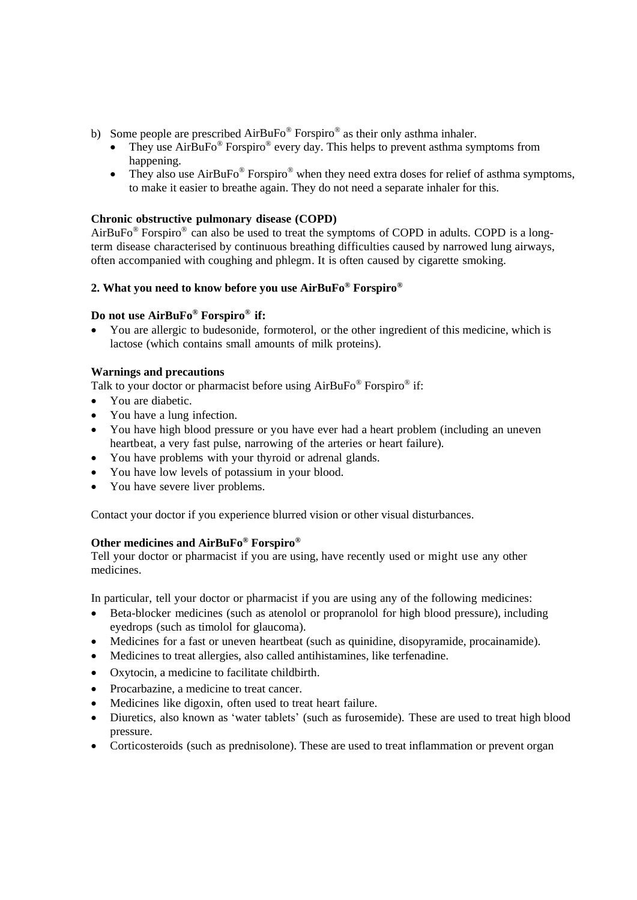b) Some people are prescribed AirBuFo® Forspiro® as their only asthma inhaler.
   - They use AirBuFo® Forspiro® every day. This helps to prevent asthma symptoms from happening.
   - They also use AirBuFo® Forspiro® when they need extra doses for relief of asthma symptoms, to make it easier to breathe again. They do not need a separate inhaler for this.

**Chronic obstructive pulmonary disease (COPD)**

AirBuFo® Forspiro® can also be used to treat the symptoms of COPD in adults. COPD is a long-term disease characterised by continuous breathing difficulties caused by narrowed lung airways, often accompanied with coughing and phlegm. It is often caused by cigarette smoking.

## 2. What you need to know before you use AirBuFo® Forspiro®

**Do not use AirBuFo® Forspiro® if:**

- You are allergic to budesonide, formoterol, or the other ingredient of this medicine, which is lactose (which contains small amounts of milk proteins).

**Warnings and precautions**

Talk to your doctor or pharmacist before using AirBuFo® Forspiro® if:

- You are diabetic.
- You have a lung infection.
- You have high blood pressure or you have ever had a heart problem (including an uneven heartbeat, a very fast pulse, narrowing of the arteries or heart failure).
- You have problems with your thyroid or adrenal glands.
- You have low levels of potassium in your blood.
- You have severe liver problems.

Contact your doctor if you experience blurred vision or other visual disturbances.

**Other medicines and AirBuFo® Forspiro®**

Tell your doctor or pharmacist if you are using, have recently used or might use any other medicines.

In particular, tell your doctor or pharmacist if you are using any of the following medicines:

- Beta-blocker medicines (such as atenolol or propranolol for high blood pressure), including eyedrops (such as timolol for glaucoma).
- Medicines for a fast or uneven heartbeat (such as quinidine, disopyramide, procainamide).
- Medicines to treat allergies, also called antihistamines, like terfenadine.
- Oxytocin, a medicine to facilitate childbirth.
- Procarbazine, a medicine to treat cancer.
- Medicines like digoxin, often used to treat heart failure.
- Diuretics, also known as 'water tablets' (such as furosemide). These are used to treat high blood pressure.
- Corticosteroids (such as prednisolone). These are used to treat inflammation or prevent organ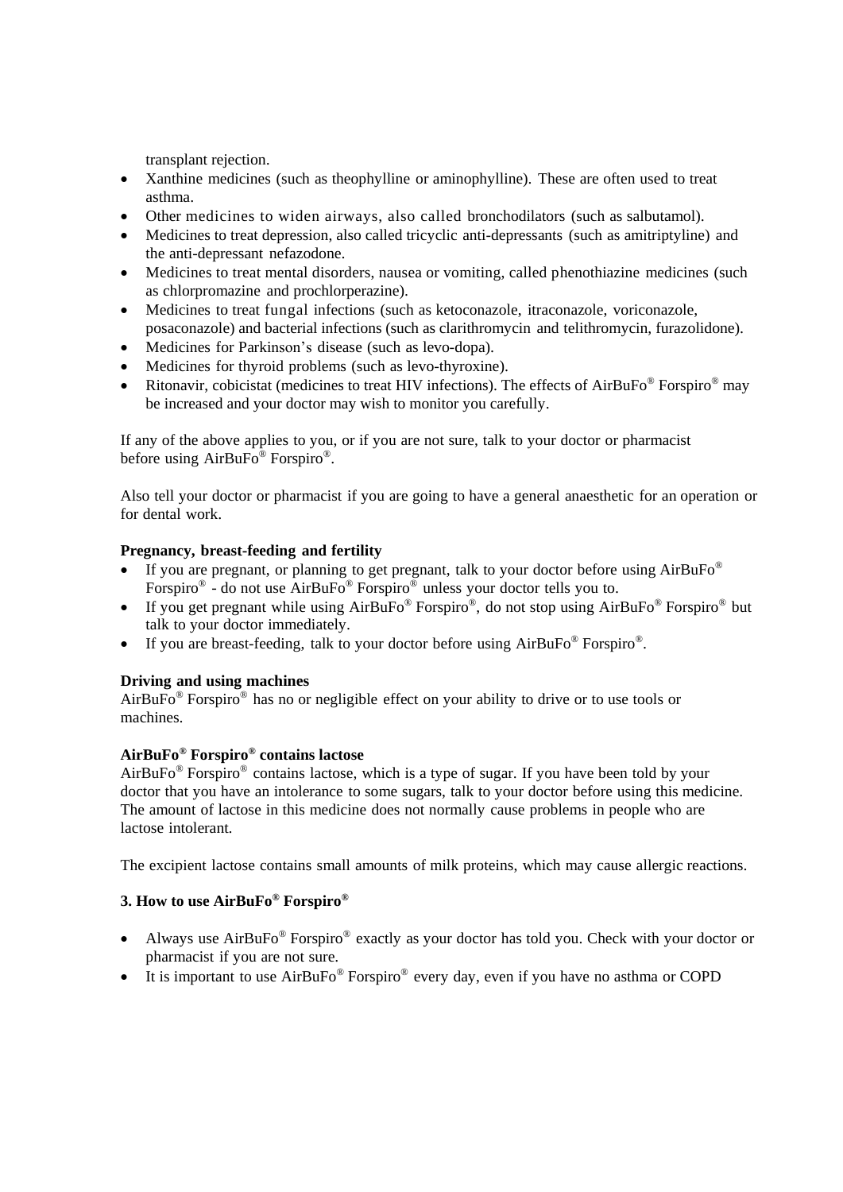transplant rejection.

- Xanthine medicines (such as theophylline or aminophylline). These are often used to treat asthma.
- Other medicines to widen airways, also called bronchodilators (such as salbutamol).
- Medicines to treat depression, also called tricyclic anti-depressants (such as amitriptyline) and the anti-depressant nefazodone.
- Medicines to treat mental disorders, nausea or vomiting, called phenothiazine medicines (such as chlorpromazine and prochlorperazine).
- Medicines to treat fungal infections (such as ketoconazole, itraconazole, voriconazole, posaconazole) and bacterial infections (such as clarithromycin and telithromycin, furazolidone).
- Medicines for Parkinson's disease (such as levo-dopa).
- Medicines for thyroid problems (such as levo-thyroxine).
- Ritonavir, cobicistat (medicines to treat HIV infections). The effects of AirBuFo® Forspiro® may be increased and your doctor may wish to monitor you carefully.

If any of the above applies to you, or if you are not sure, talk to your doctor or pharmacist before using AirBuFo® Forspiro®.

Also tell your doctor or pharmacist if you are going to have a general anaesthetic for an operation or for dental work.

**Pregnancy, breast-feeding and fertility**

- If you are pregnant, or planning to get pregnant, talk to your doctor before using AirBuFo® Forspiro® - do not use AirBuFo® Forspiro® unless your doctor tells you to.
- If you get pregnant while using AirBuFo® Forspiro®, do not stop using AirBuFo® Forspiro® but talk to your doctor immediately.
- If you are breast-feeding, talk to your doctor before using AirBuFo® Forspiro®.

**Driving and using machines**

AirBuFo® Forspiro® has no or negligible effect on your ability to drive or to use tools or machines.

**AirBuFo® Forspiro® contains lactose**

AirBuFo® Forspiro® contains lactose, which is a type of sugar. If you have been told by your doctor that you have an intolerance to some sugars, talk to your doctor before using this medicine. The amount of lactose in this medicine does not normally cause problems in people who are lactose intolerant.

The excipient lactose contains small amounts of milk proteins, which may cause allergic reactions.

## 3. How to use AirBuFo® Forspiro®

- Always use AirBuFo® Forspiro® exactly as your doctor has told you. Check with your doctor or pharmacist if you are not sure.
- It is important to use AirBuFo® Forspiro® every day, even if you have no asthma or COPD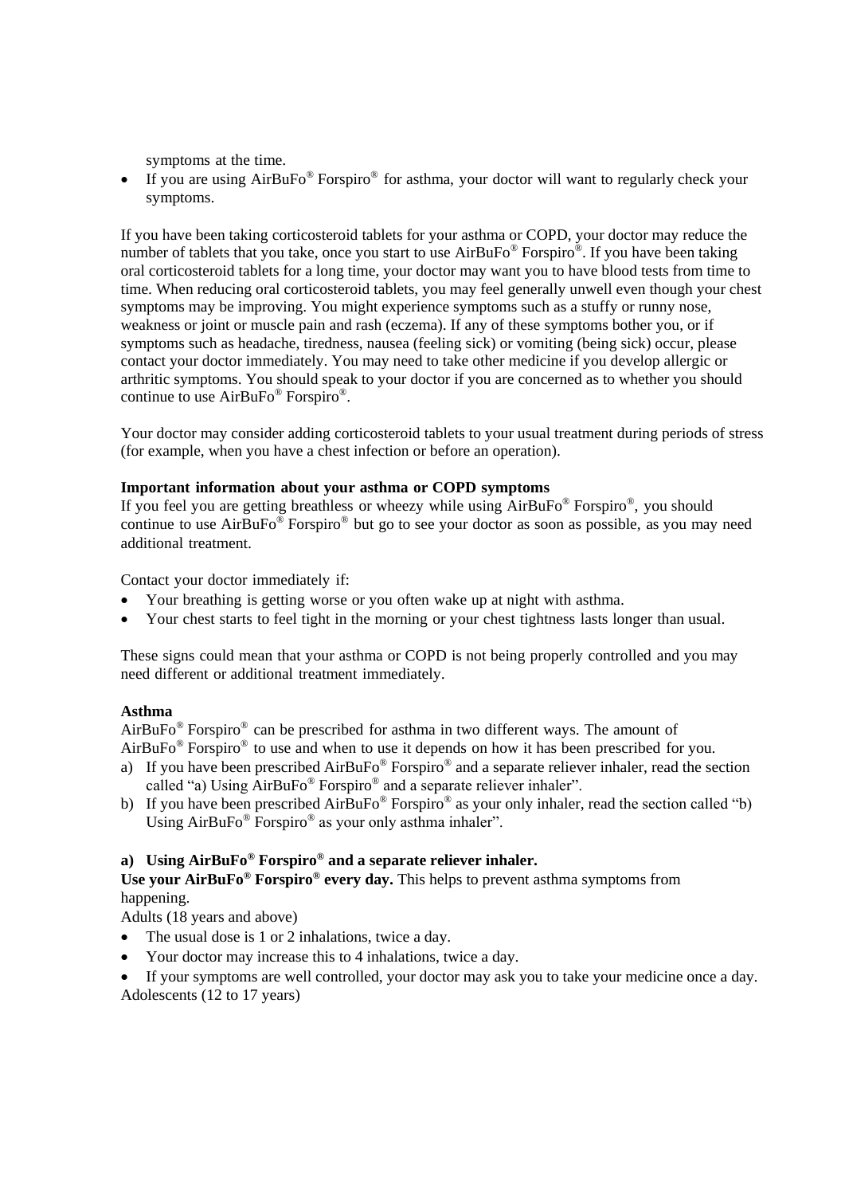symptoms at the time.

- If you are using AirBuFo® Forspiro® for asthma, your doctor will want to regularly check your symptoms.

If you have been taking corticosteroid tablets for your asthma or COPD, your doctor may reduce the number of tablets that you take, once you start to use AirBuFo® Forspiro®. If you have been taking oral corticosteroid tablets for a long time, your doctor may want you to have blood tests from time to time. When reducing oral corticosteroid tablets, you may feel generally unwell even though your chest symptoms may be improving. You might experience symptoms such as a stuffy or runny nose, weakness or joint or muscle pain and rash (eczema). If any of these symptoms bother you, or if symptoms such as headache, tiredness, nausea (feeling sick) or vomiting (being sick) occur, please contact your doctor immediately. You may need to take other medicine if you develop allergic or arthritic symptoms. You should speak to your doctor if you are concerned as to whether you should continue to use AirBuFo® Forspiro®.

Your doctor may consider adding corticosteroid tablets to your usual treatment during periods of stress (for example, when you have a chest infection or before an operation).

**Important information about your asthma or COPD symptoms**

If you feel you are getting breathless or wheezy while using AirBuFo® Forspiro®, you should continue to use AirBuFo® Forspiro® but go to see your doctor as soon as possible, as you may need additional treatment.

Contact your doctor immediately if:

- Your breathing is getting worse or you often wake up at night with asthma.
- Your chest starts to feel tight in the morning or your chest tightness lasts longer than usual.

These signs could mean that your asthma or COPD is not being properly controlled and you may need different or additional treatment immediately.

**Asthma**

AirBuFo® Forspiro® can be prescribed for asthma in two different ways. The amount of AirBuFo® Forspiro® to use and when to use it depends on how it has been prescribed for you.

a) If you have been prescribed AirBuFo® Forspiro® and a separate reliever inhaler, read the section called "a) Using AirBuFo® Forspiro® and a separate reliever inhaler".
b) If you have been prescribed AirBuFo® Forspiro® as your only inhaler, read the section called "b) Using AirBuFo® Forspiro® as your only asthma inhaler".

**a) Using AirBuFo® Forspiro® and a separate reliever inhaler.**

**Use your AirBuFo® Forspiro® every day.** This helps to prevent asthma symptoms from happening.

Adults (18 years and above)

- The usual dose is 1 or 2 inhalations, twice a day.
- Your doctor may increase this to 4 inhalations, twice a day.
- If your symptoms are well controlled, your doctor may ask you to take your medicine once a day.

Adolescents (12 to 17 years)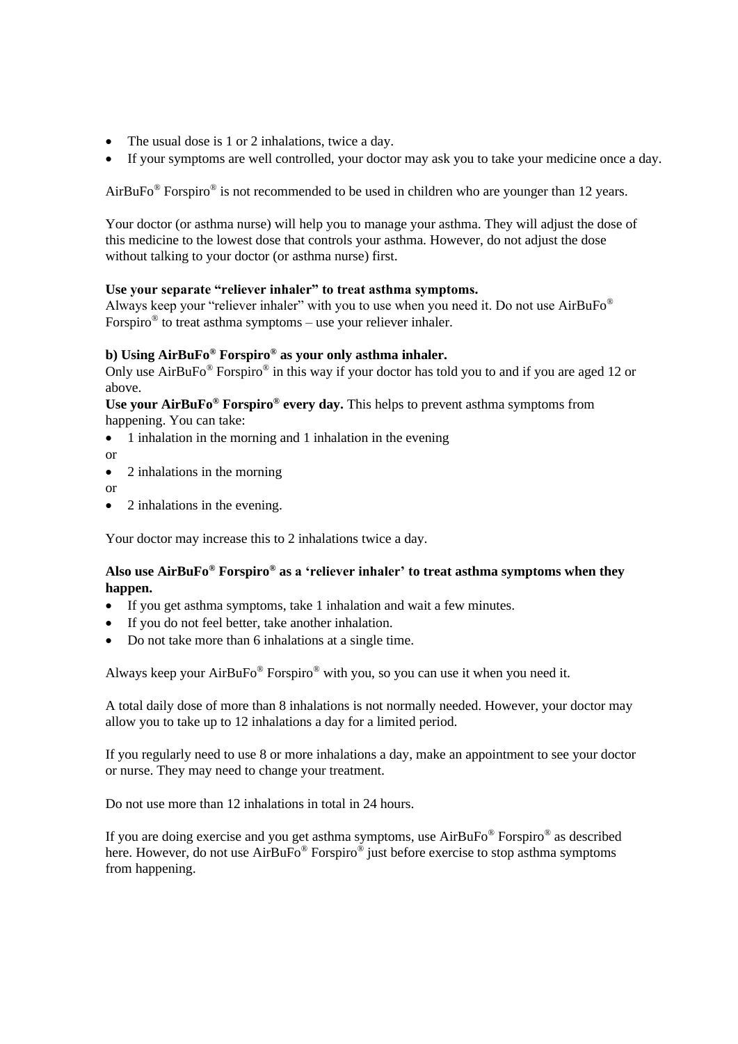- The usual dose is 1 or 2 inhalations, twice a day.
- If your symptoms are well controlled, your doctor may ask you to take your medicine once a day.

AirBuFo® Forspiro® is not recommended to be used in children who are younger than 12 years.

Your doctor (or asthma nurse) will help you to manage your asthma. They will adjust the dose of this medicine to the lowest dose that controls your asthma. However, do not adjust the dose without talking to your doctor (or asthma nurse) first.

**Use your separate "reliever inhaler" to treat asthma symptoms.**
Always keep your "reliever inhaler" with you to use when you need it. Do not use AirBuFo® Forspiro® to treat asthma symptoms – use your reliever inhaler.

**b) Using AirBuFo® Forspiro® as your only asthma inhaler.**
Only use AirBuFo® Forspiro® in this way if your doctor has told you to and if you are aged 12 or above.
**Use your AirBuFo® Forspiro® every day.** This helps to prevent asthma symptoms from happening. You can take:

- 1 inhalation in the morning and 1 inhalation in the evening

or

- 2 inhalations in the morning

or

- 2 inhalations in the evening.

Your doctor may increase this to 2 inhalations twice a day.

**Also use AirBuFo® Forspiro® as a 'reliever inhaler' to treat asthma symptoms when they happen.**

- If you get asthma symptoms, take 1 inhalation and wait a few minutes.
- If you do not feel better, take another inhalation.
- Do not take more than 6 inhalations at a single time.

Always keep your AirBuFo® Forspiro® with you, so you can use it when you need it.

A total daily dose of more than 8 inhalations is not normally needed. However, your doctor may allow you to take up to 12 inhalations a day for a limited period.

If you regularly need to use 8 or more inhalations a day, make an appointment to see your doctor or nurse. They may need to change your treatment.

Do not use more than 12 inhalations in total in 24 hours.

If you are doing exercise and you get asthma symptoms, use AirBuFo® Forspiro® as described here. However, do not use AirBuFo® Forspiro® just before exercise to stop asthma symptoms from happening.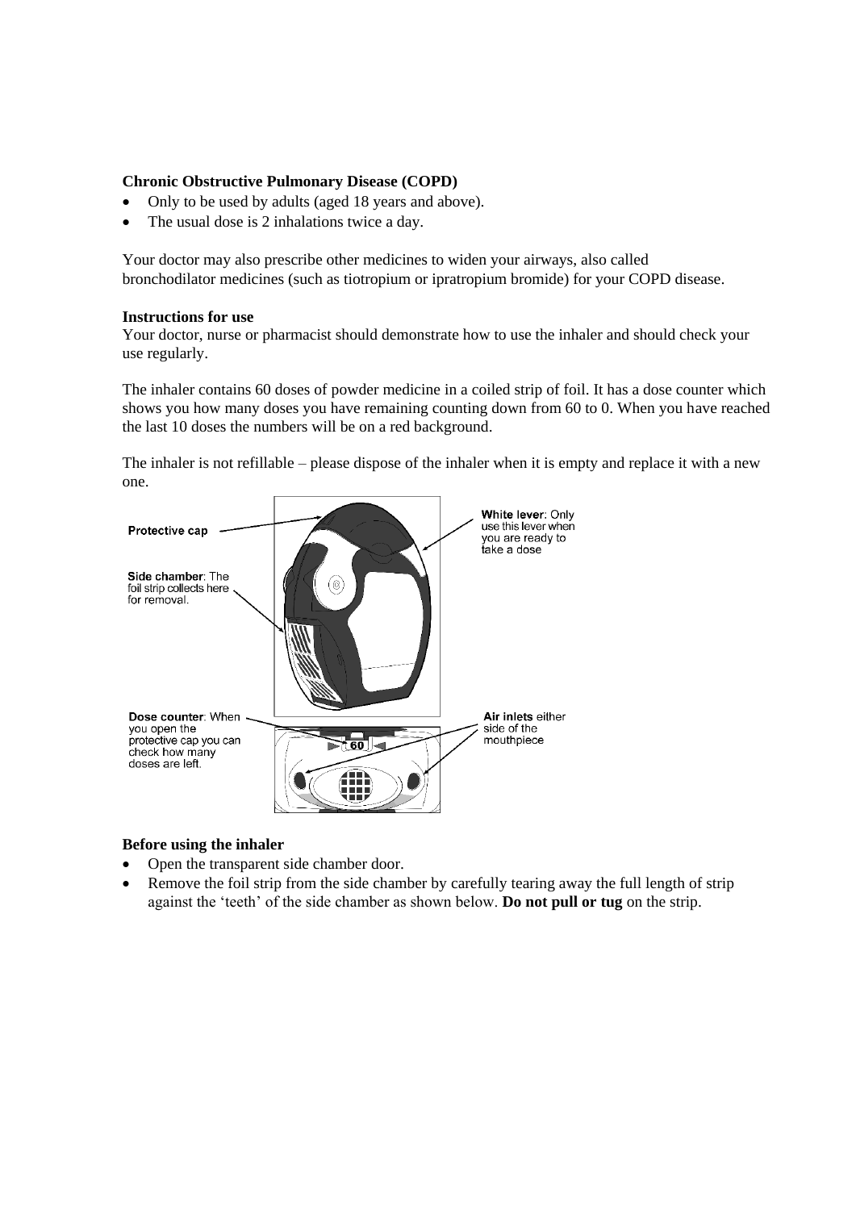**Chronic Obstructive Pulmonary Disease (COPD)**

- Only to be used by adults (aged 18 years and above).
- The usual dose is 2 inhalations twice a day.

Your doctor may also prescribe other medicines to widen your airways, also called bronchodilator medicines (such as tiotropium or ipratropium bromide) for your COPD disease.

**Instructions for use**

Your doctor, nurse or pharmacist should demonstrate how to use the inhaler and should check your use regularly.

The inhaler contains 60 doses of powder medicine in a coiled strip of foil. It has a dose counter which shows you how many doses you have remaining counting down from 60 to 0. When you have reached the last 10 doses the numbers will be on a red background.

The inhaler is not refillable – please dispose of the inhaler when it is empty and replace it with a new one.

**Protective cap**

**White lever**: Only use this lever when you are ready to take a dose

**Side chamber**: The foil strip collects here for removal.

**Dose counter**: When you open the protective cap you can check how many doses are left.

**Air inlets** either side of the mouthpiece

**Before using the inhaler**

- Open the transparent side chamber door.
- Remove the foil strip from the side chamber by carefully tearing away the full length of strip against the 'teeth' of the side chamber as shown below. **Do not pull or tug** on the strip.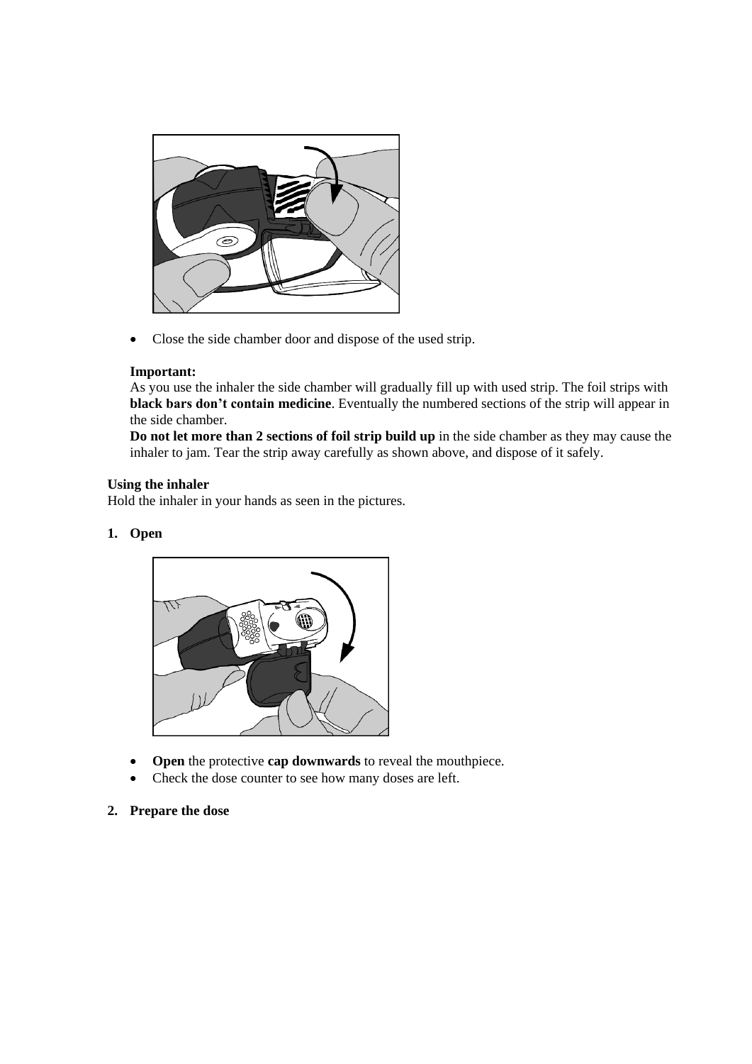- Close the side chamber door and dispose of the used strip.

**Important:**
As you use the inhaler the side chamber will gradually fill up with used strip. The foil strips with **black bars don't contain medicine**. Eventually the numbered sections of the strip will appear in the side chamber.
**Do not let more than 2 sections of foil strip build up** in the side chamber as they may cause the inhaler to jam. Tear the strip away carefully as shown above, and dispose of it safely.

**Using the inhaler**
Hold the inhaler in your hands as seen in the pictures.

**1. Open**

- **Open** the protective **cap downwards** to reveal the mouthpiece.
- Check the dose counter to see how many doses are left.

**2. Prepare the dose**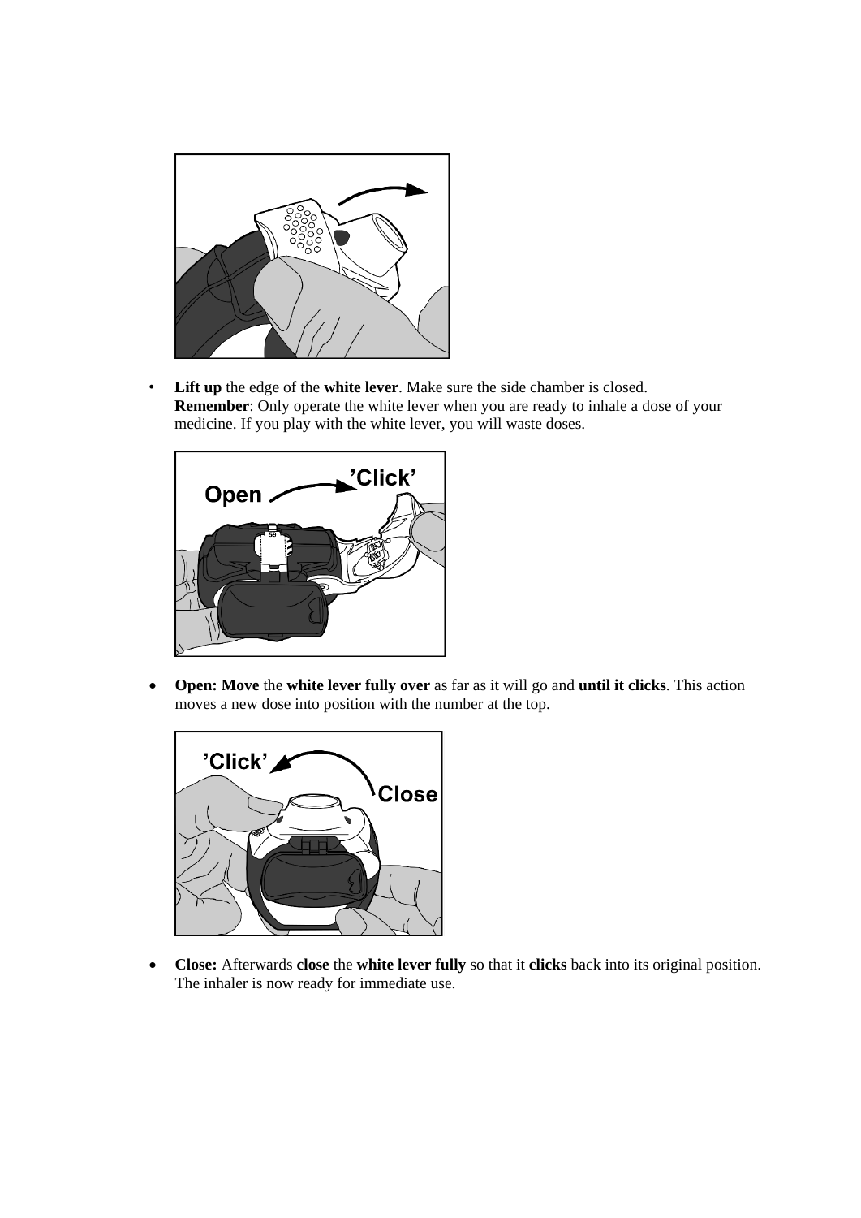- **Lift up** the edge of the **white lever**. Make sure the side chamber is closed.
  **Remember**: Only operate the white lever when you are ready to inhale a dose of your medicine. If you play with the white lever, you will waste doses.

- **Open: Move** the **white lever fully over** as far as it will go and **until it clicks**. This action moves a new dose into position with the number at the top.

- **Close:** Afterwards **close** the **white lever fully** so that it **clicks** back into its original position. The inhaler is now ready for immediate use.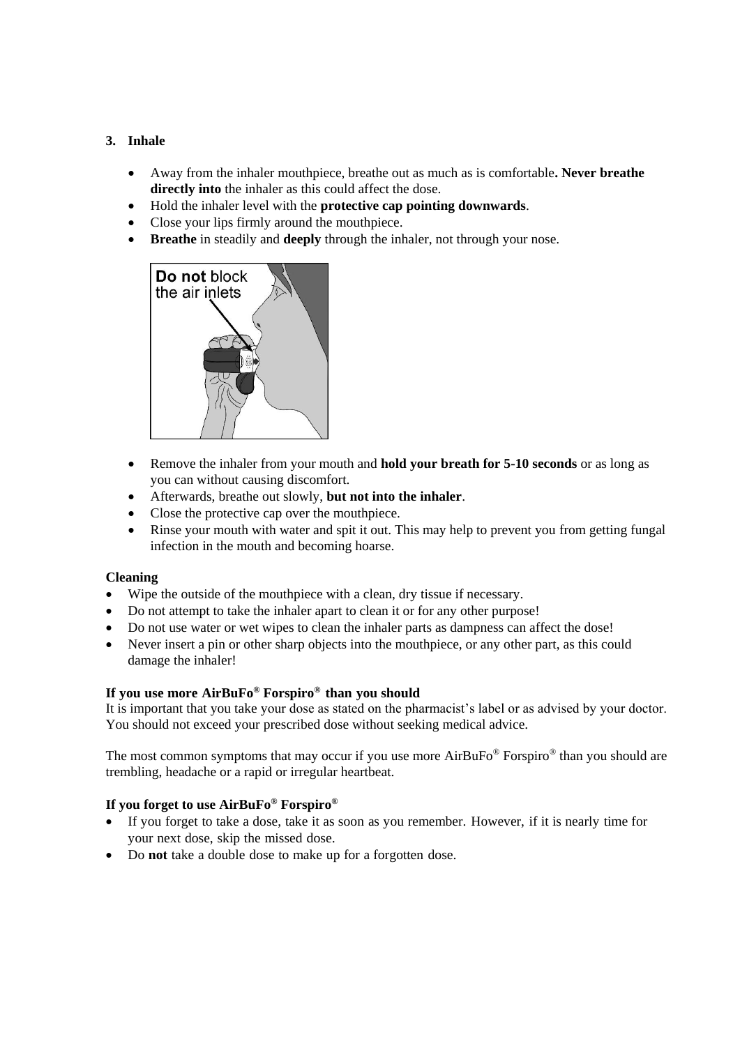3. **Inhale**

- Away from the inhaler mouthpiece, breathe out as much as is comfortable**. Never breathe directly into** the inhaler as this could affect the dose.
- Hold the inhaler level with the **protective cap pointing downwards**.
- Close your lips firmly around the mouthpiece.
- **Breathe** in steadily and **deeply** through the inhaler, not through your nose.

**Do not** block the air inlets

- Remove the inhaler from your mouth and **hold your breath for 5-10 seconds** or as long as you can without causing discomfort.
- Afterwards, breathe out slowly, **but not into the inhaler**.
- Close the protective cap over the mouthpiece.
- Rinse your mouth with water and spit it out. This may help to prevent you from getting fungal infection in the mouth and becoming hoarse.

**Cleaning**

- Wipe the outside of the mouthpiece with a clean, dry tissue if necessary.
- Do not attempt to take the inhaler apart to clean it or for any other purpose!
- Do not use water or wet wipes to clean the inhaler parts as dampness can affect the dose!
- Never insert a pin or other sharp objects into the mouthpiece, or any other part, as this could damage the inhaler!

**If you use more AirBuFo® Forspiro® than you should**

It is important that you take your dose as stated on the pharmacist's label or as advised by your doctor. You should not exceed your prescribed dose without seeking medical advice.

The most common symptoms that may occur if you use more AirBuFo® Forspiro® than you should are trembling, headache or a rapid or irregular heartbeat.

**If you forget to use AirBuFo® Forspiro®**

- If you forget to take a dose, take it as soon as you remember. However, if it is nearly time for your next dose, skip the missed dose.
- Do **not** take a double dose to make up for a forgotten dose.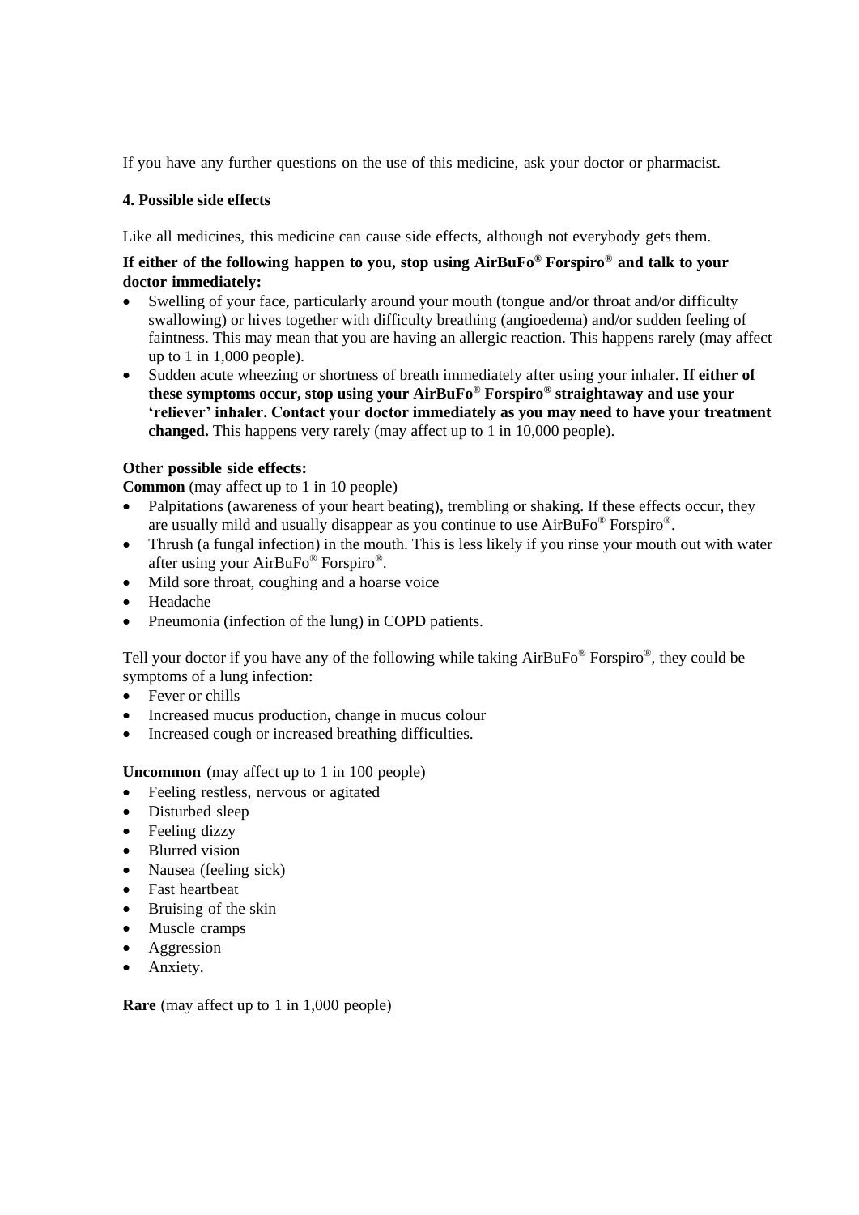If you have any further questions on the use of this medicine, ask your doctor or pharmacist.

### 4. Possible side effects

Like all medicines, this medicine can cause side effects, although not everybody gets them.

**If either of the following happen to you, stop using AirBuFo® Forspiro® and talk to your doctor immediately:**

- Swelling of your face, particularly around your mouth (tongue and/or throat and/or difficulty swallowing) or hives together with difficulty breathing (angioedema) and/or sudden feeling of faintness. This may mean that you are having an allergic reaction. This happens rarely (may affect up to 1 in 1,000 people).
- Sudden acute wheezing or shortness of breath immediately after using your inhaler. **If either of these symptoms occur, stop using your AirBuFo® Forspiro® straightaway and use your 'reliever' inhaler. Contact your doctor immediately as you may need to have your treatment changed.** This happens very rarely (may affect up to 1 in 10,000 people).

**Other possible side effects:**

**Common** (may affect up to 1 in 10 people)

- Palpitations (awareness of your heart beating), trembling or shaking. If these effects occur, they are usually mild and usually disappear as you continue to use AirBuFo® Forspiro®.
- Thrush (a fungal infection) in the mouth. This is less likely if you rinse your mouth out with water after using your AirBuFo® Forspiro®.
- Mild sore throat, coughing and a hoarse voice
- Headache
- Pneumonia (infection of the lung) in COPD patients.

Tell your doctor if you have any of the following while taking AirBuFo® Forspiro®, they could be symptoms of a lung infection:

- Fever or chills
- Increased mucus production, change in mucus colour
- Increased cough or increased breathing difficulties.

**Uncommon** (may affect up to 1 in 100 people)

- Feeling restless, nervous or agitated
- Disturbed sleep
- Feeling dizzy
- Blurred vision
- Nausea (feeling sick)
- Fast heartbeat
- Bruising of the skin
- Muscle cramps
- Aggression
- Anxiety.

**Rare** (may affect up to 1 in 1,000 people)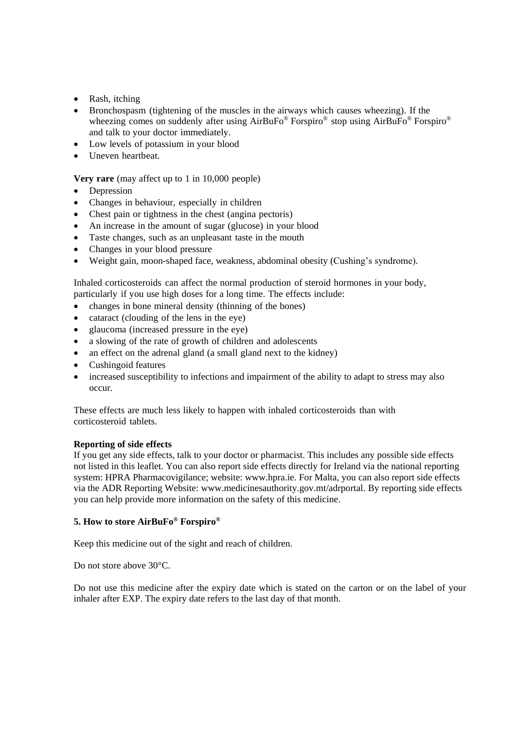- Rash, itching
- Bronchospasm (tightening of the muscles in the airways which causes wheezing). If the wheezing comes on suddenly after using AirBuFo® Forspiro® stop using AirBuFo® Forspiro® and talk to your doctor immediately.
- Low levels of potassium in your blood
- Uneven heartbeat.

**Very rare** (may affect up to 1 in 10,000 people)
- Depression
- Changes in behaviour, especially in children
- Chest pain or tightness in the chest (angina pectoris)
- An increase in the amount of sugar (glucose) in your blood
- Taste changes, such as an unpleasant taste in the mouth
- Changes in your blood pressure
- Weight gain, moon-shaped face, weakness, abdominal obesity (Cushing's syndrome).

Inhaled corticosteroids can affect the normal production of steroid hormones in your body, particularly if you use high doses for a long time. The effects include:
- changes in bone mineral density (thinning of the bones)
- cataract (clouding of the lens in the eye)
- glaucoma (increased pressure in the eye)
- a slowing of the rate of growth of children and adolescents
- an effect on the adrenal gland (a small gland next to the kidney)
- Cushingoid features
- increased susceptibility to infections and impairment of the ability to adapt to stress may also occur.

These effects are much less likely to happen with inhaled corticosteroids than with corticosteroid tablets.

**Reporting of side effects**

If you get any side effects, talk to your doctor or pharmacist. This includes any possible side effects not listed in this leaflet. You can also report side effects directly for Ireland via the national reporting system: HPRA Pharmacovigilance; website: www.hpra.ie. For Malta, you can also report side effects via the ADR Reporting Website: www.medicinesauthority.gov.mt/adrportal. By reporting side effects you can help provide more information on the safety of this medicine.

## 5. How to store AirBuFo® Forspiro®

Keep this medicine out of the sight and reach of children.

Do not store above 30°C.

Do not use this medicine after the expiry date which is stated on the carton or on the label of your inhaler after EXP. The expiry date refers to the last day of that month.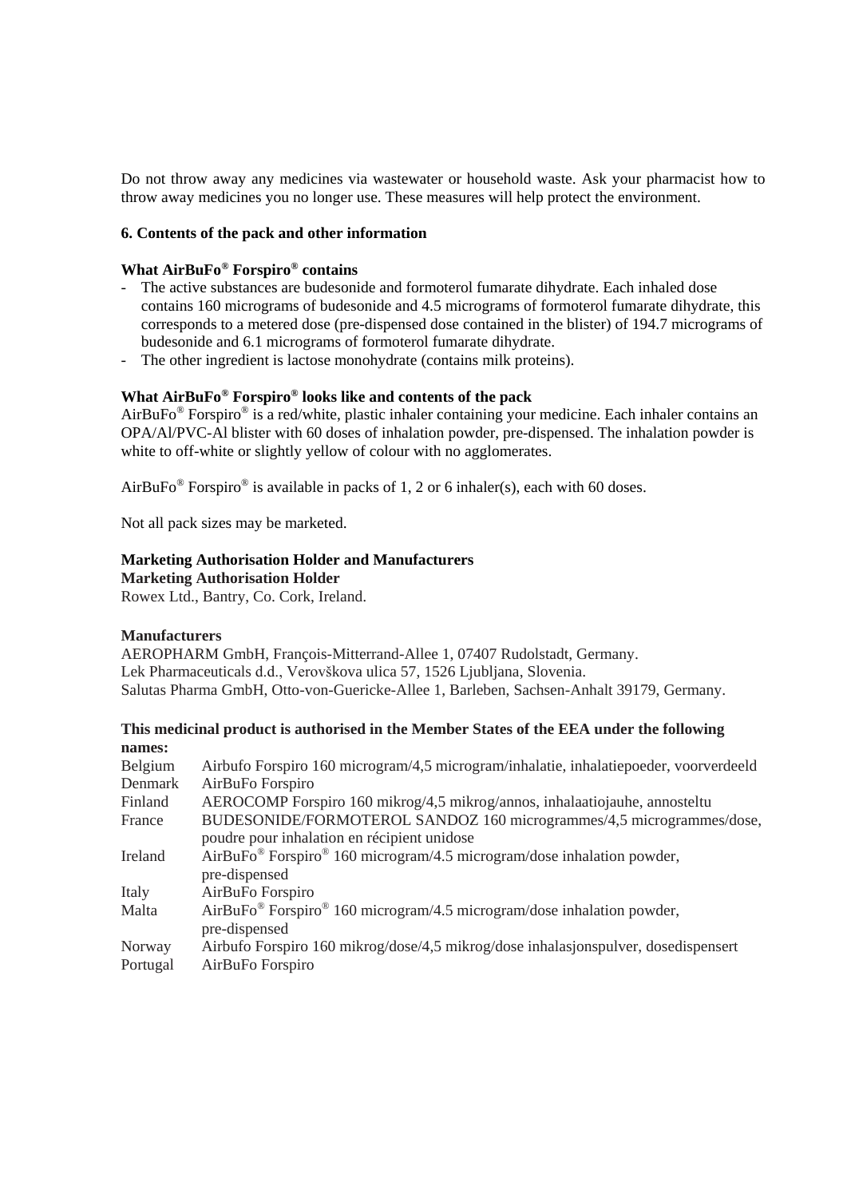Do not throw away any medicines via wastewater or household waste. Ask your pharmacist how to throw away medicines you no longer use. These measures will help protect the environment.

## 6. Contents of the pack and other information

### What AirBuFo® Forspiro® contains

- The active substances are budesonide and formoterol fumarate dihydrate. Each inhaled dose contains 160 micrograms of budesonide and 4.5 micrograms of formoterol fumarate dihydrate, this corresponds to a metered dose (pre-dispensed dose contained in the blister) of 194.7 micrograms of budesonide and 6.1 micrograms of formoterol fumarate dihydrate.
- The other ingredient is lactose monohydrate (contains milk proteins).

### What AirBuFo® Forspiro® looks like and contents of the pack

AirBuFo® Forspiro® is a red/white, plastic inhaler containing your medicine. Each inhaler contains an OPA/Al/PVC-Al blister with 60 doses of inhalation powder, pre-dispensed. The inhalation powder is white to off-white or slightly yellow of colour with no agglomerates.

AirBuFo® Forspiro® is available in packs of 1, 2 or 6 inhaler(s), each with 60 doses.

Not all pack sizes may be marketed.

### Marketing Authorisation Holder and Manufacturers

**Marketing Authorisation Holder**

Rowex Ltd., Bantry, Co. Cork, Ireland.

**Manufacturers**

AEROPHARM GmbH, François-Mitterrand-Allee 1, 07407 Rudolstadt, Germany.
Lek Pharmaceuticals d.d., Verovškova ulica 57, 1526 Ljubljana, Slovenia.
Salutas Pharma GmbH, Otto-von-Guericke-Allee 1, Barleben, Sachsen-Anhalt 39179, Germany.

**This medicinal product is authorised in the Member States of the EEA under the following names:**

| | |
|---|---|
| Belgium | Airbufo Forspiro 160 microgram/4,5 microgram/inhalatie, inhalatiepoeder, voorverdeeld |
| Denmark | AirBuFo Forspiro |
| Finland | AEROCOMP Forspiro 160 mikrog/4,5 mikrog/annos, inhalaatiojauhe, annosteltu |
| France | BUDESONIDE/FORMOTEROL SANDOZ 160 microgrammes/4,5 microgrammes/dose, poudre pour inhalation en récipient unidose |
| Ireland | AirBuFo® Forspiro® 160 microgram/4.5 microgram/dose inhalation powder, pre-dispensed |
| Italy | AirBuFo Forspiro |
| Malta | AirBuFo® Forspiro® 160 microgram/4.5 microgram/dose inhalation powder, pre-dispensed |
| Norway | Airbufo Forspiro 160 mikrog/dose/4,5 mikrog/dose inhalasjonspulver, dosedispensert |
| Portugal | AirBuFo Forspiro |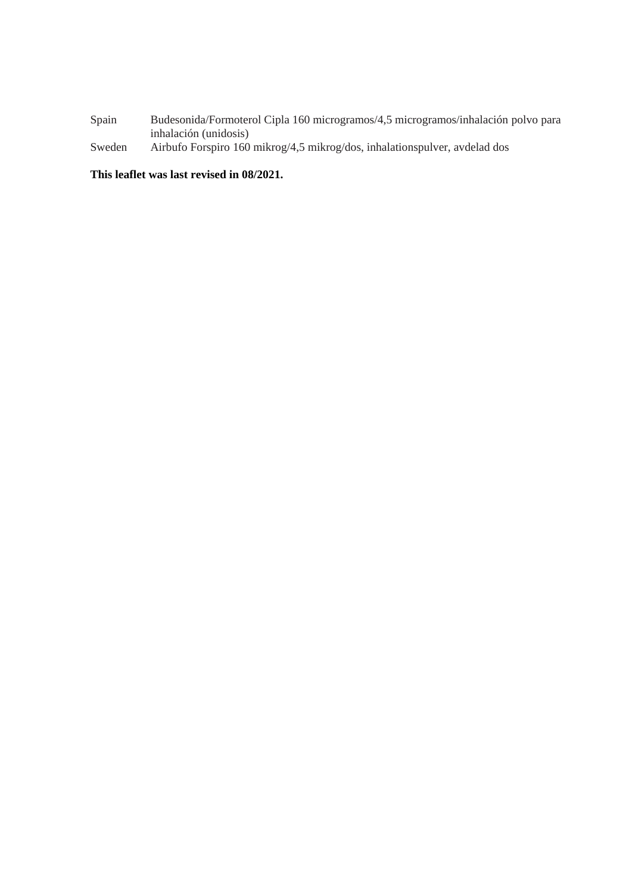| | |
|---|---|
| Spain | Budesonida/Formoterol Cipla 160 microgramos/4,5 microgramos/inhalación polvo para inhalación (unidosis) |
| Sweden | Airbufo Forspiro 160 mikrog/4,5 mikrog/dos, inhalationspulver, avdelad dos |

**This leaflet was last revised in 08/2021.**